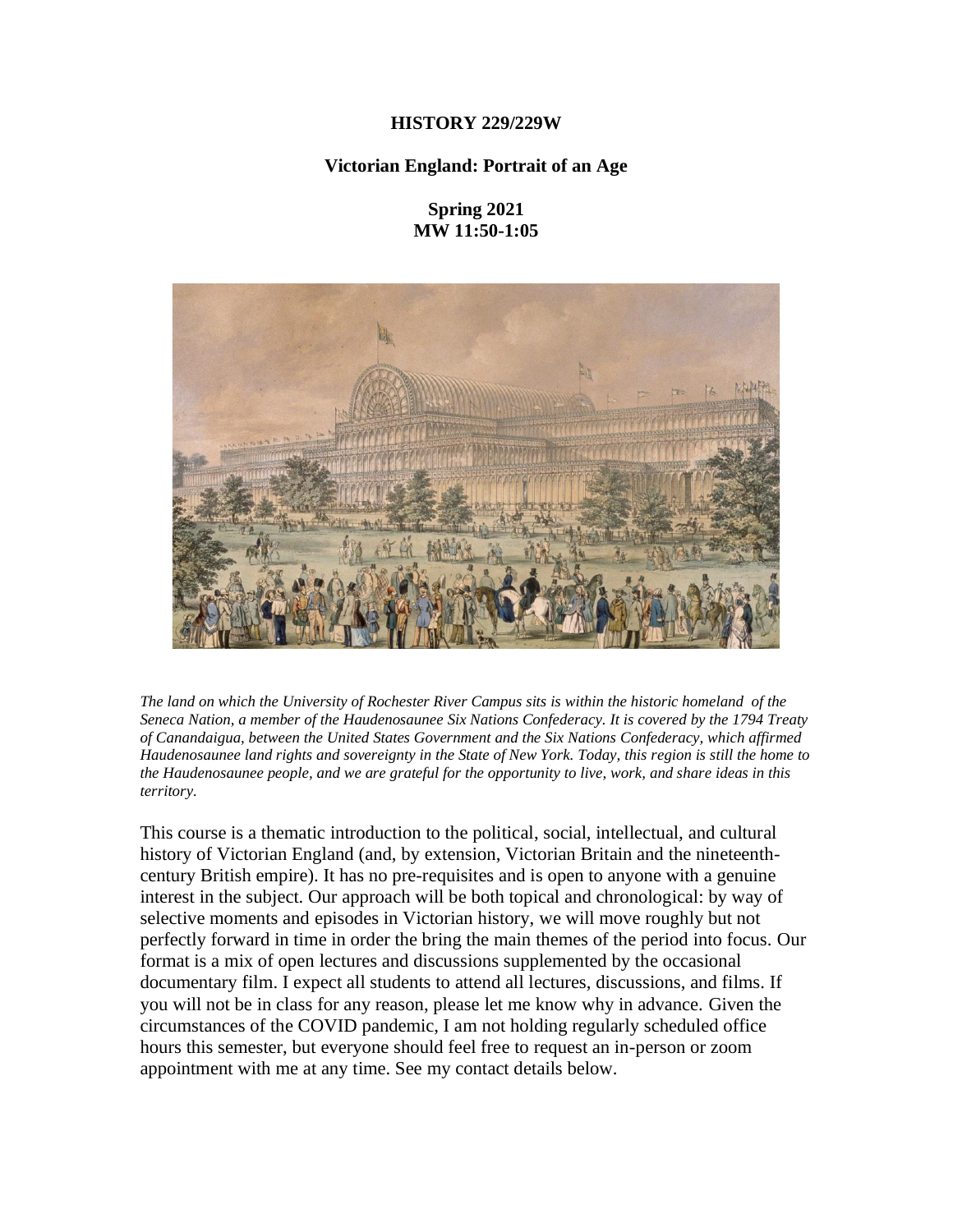**HISTORY 229/229W**

**Victorian England: Portrait of an Age**

**Spring 2021**
**MW 11:50-1:05**

*The land on which the University of Rochester River Campus sits is within the historic homeland of the Seneca Nation, a member of the Haudenosaunee Six Nations Confederacy. It is covered by the 1794 Treaty of Canandaigua, between the United States Government and the Six Nations Confederacy, which affirmed Haudenosaunee land rights and sovereignty in the State of New York. Today, this region is still the home to the Haudenosaunee people, and we are grateful for the opportunity to live, work, and share ideas in this territory.*

This course is a thematic introduction to the political, social, intellectual, and cultural history of Victorian England (and, by extension, Victorian Britain and the nineteenth-century British empire). It has no pre-requisites and is open to anyone with a genuine interest in the subject. Our approach will be both topical and chronological: by way of selective moments and episodes in Victorian history, we will move roughly but not perfectly forward in time in order the bring the main themes of the period into focus. Our format is a mix of open lectures and discussions supplemented by the occasional documentary film. I expect all students to attend all lectures, discussions, and films. If you will not be in class for any reason, please let me know why in advance. Given the circumstances of the COVID pandemic, I am not holding regularly scheduled office hours this semester, but everyone should feel free to request an in-person or zoom appointment with me at any time. See my contact details below.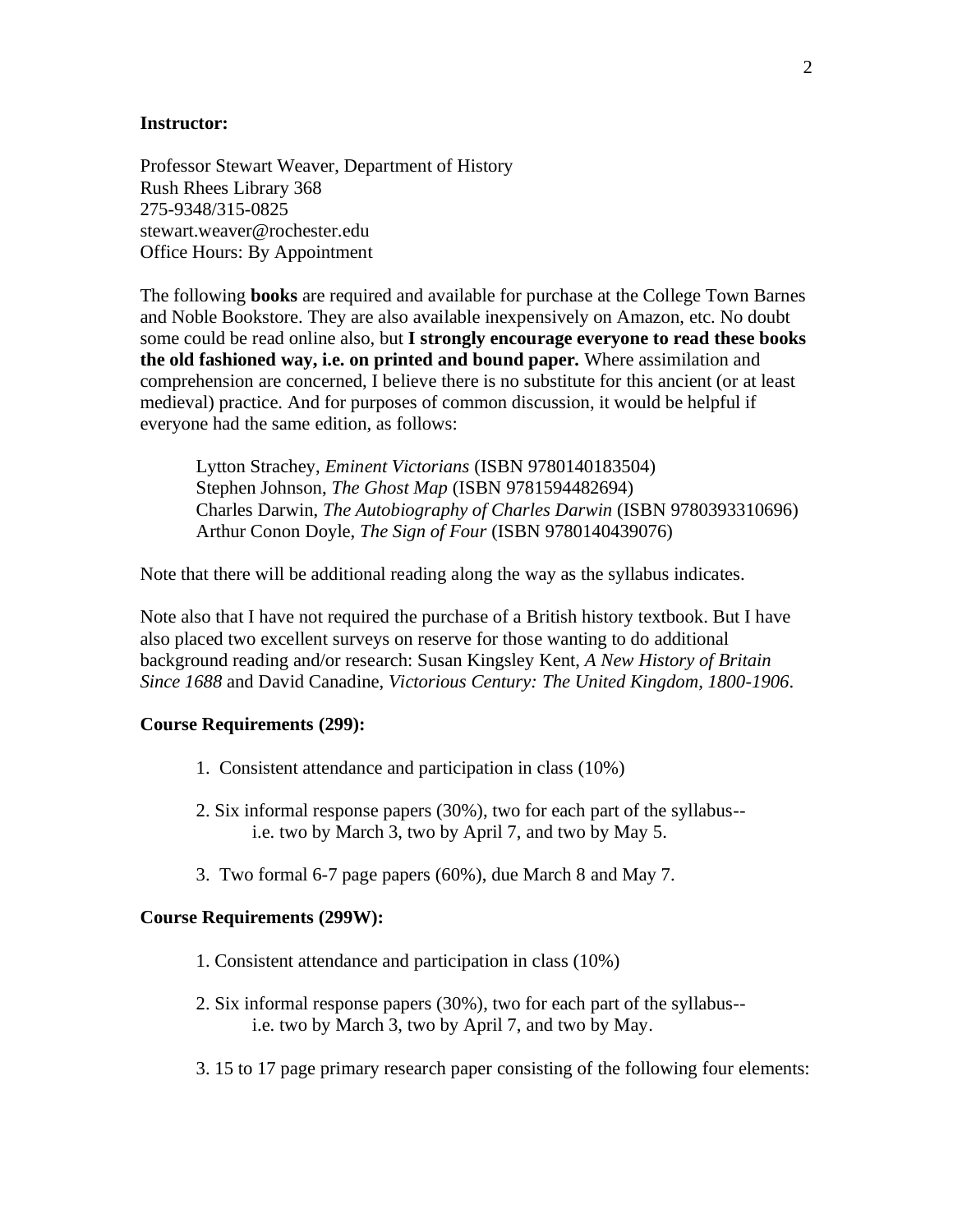**Instructor:**

Professor Stewart Weaver, Department of History
Rush Rhees Library 368
275-9348/315-0825
stewart.weaver@rochester.edu
Office Hours: By Appointment

The following **books** are required and available for purchase at the College Town Barnes and Noble Bookstore. They are also available inexpensively on Amazon, etc. No doubt some could be read online also, but **I strongly encourage everyone to read these books the old fashioned way, i.e. on printed and bound paper.** Where assimilation and comprehension are concerned, I believe there is no substitute for this ancient (or at least medieval) practice. And for purposes of common discussion, it would be helpful if everyone had the same edition, as follows:

> Lytton Strachey, *Eminent Victorians* (ISBN 9780140183504)
> Stephen Johnson, *The Ghost Map* (ISBN 9781594482694)
> Charles Darwin, *The Autobiography of Charles Darwin* (ISBN 9780393310696)
> Arthur Conon Doyle, *The Sign of Four* (ISBN 9780140439076)

Note that there will be additional reading along the way as the syllabus indicates.

Note also that I have not required the purchase of a British history textbook. But I have also placed two excellent surveys on reserve for those wanting to do additional background reading and/or research: Susan Kingsley Kent, *A New History of Britain Since 1688* and David Canadine, *Victorious Century: The United Kingdom, 1800-1906*.

**Course Requirements (299):**

1. Consistent attendance and participation in class (10%)
2. Six informal response papers (30%), two for each part of the syllabus-- i.e. two by March 3, two by April 7, and two by May 5.
3. Two formal 6-7 page papers (60%), due March 8 and May 7.

**Course Requirements (299W):**

1. Consistent attendance and participation in class (10%)
2. Six informal response papers (30%), two for each part of the syllabus-- i.e. two by March 3, two by April 7, and two by May.
3. 15 to 17 page primary research paper consisting of the following four elements: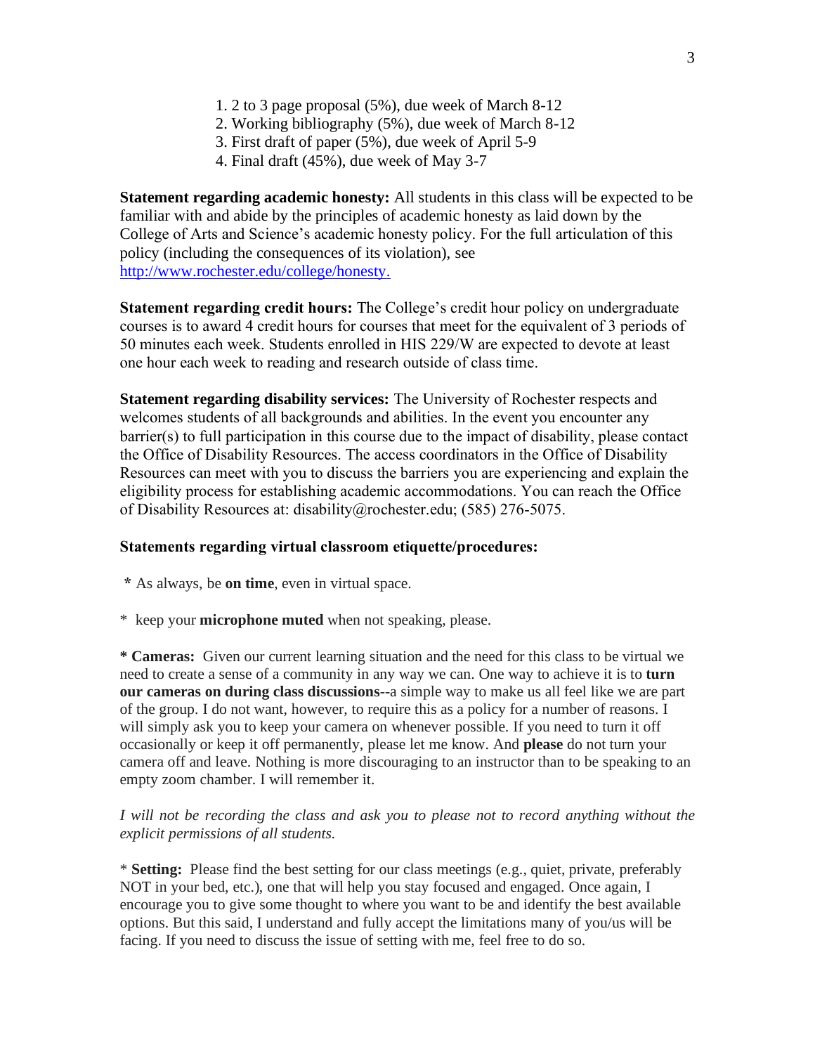1. 2 to 3 page proposal (5%), due week of March 8-12
2. Working bibliography (5%), due week of March 8-12
3. First draft of paper (5%), due week of April 5-9
4. Final draft (45%), due week of May 3-7

**Statement regarding academic honesty:** All students in this class will be expected to be familiar with and abide by the principles of academic honesty as laid down by the College of Arts and Science's academic honesty policy. For the full articulation of this policy (including the consequences of its violation), see [http://www.rochester.edu/college/honesty.](http://www.rochester.edu/college/honesty)

**Statement regarding credit hours:** The College's credit hour policy on undergraduate courses is to award 4 credit hours for courses that meet for the equivalent of 3 periods of 50 minutes each week. Students enrolled in HIS 229/W are expected to devote at least one hour each week to reading and research outside of class time.

**Statement regarding disability services:** The University of Rochester respects and welcomes students of all backgrounds and abilities. In the event you encounter any barrier(s) to full participation in this course due to the impact of disability, please contact the Office of Disability Resources. The access coordinators in the Office of Disability Resources can meet with you to discuss the barriers you are experiencing and explain the eligibility process for establishing academic accommodations. You can reach the Office of Disability Resources at: disability@rochester.edu; (585) 276-5075.

**Statements regarding virtual classroom etiquette/procedures:**

**\*** As always, be **on time**, even in virtual space.

\* keep your **microphone muted** when not speaking, please.

**\* Cameras:** Given our current learning situation and the need for this class to be virtual we need to create a sense of a community in any way we can. One way to achieve it is to **turn our cameras on during class discussions**--a simple way to make us all feel like we are part of the group. I do not want, however, to require this as a policy for a number of reasons. I will simply ask you to keep your camera on whenever possible. If you need to turn it off occasionally or keep it off permanently, please let me know. And **please** do not turn your camera off and leave. Nothing is more discouraging to an instructor than to be speaking to an empty zoom chamber. I will remember it.

*I will not be recording the class and ask you to please not to record anything without the explicit permissions of all students.*

\* **Setting:** Please find the best setting for our class meetings (e.g., quiet, private, preferably NOT in your bed, etc.), one that will help you stay focused and engaged. Once again, I encourage you to give some thought to where you want to be and identify the best available options. But this said, I understand and fully accept the limitations many of you/us will be facing. If you need to discuss the issue of setting with me, feel free to do so.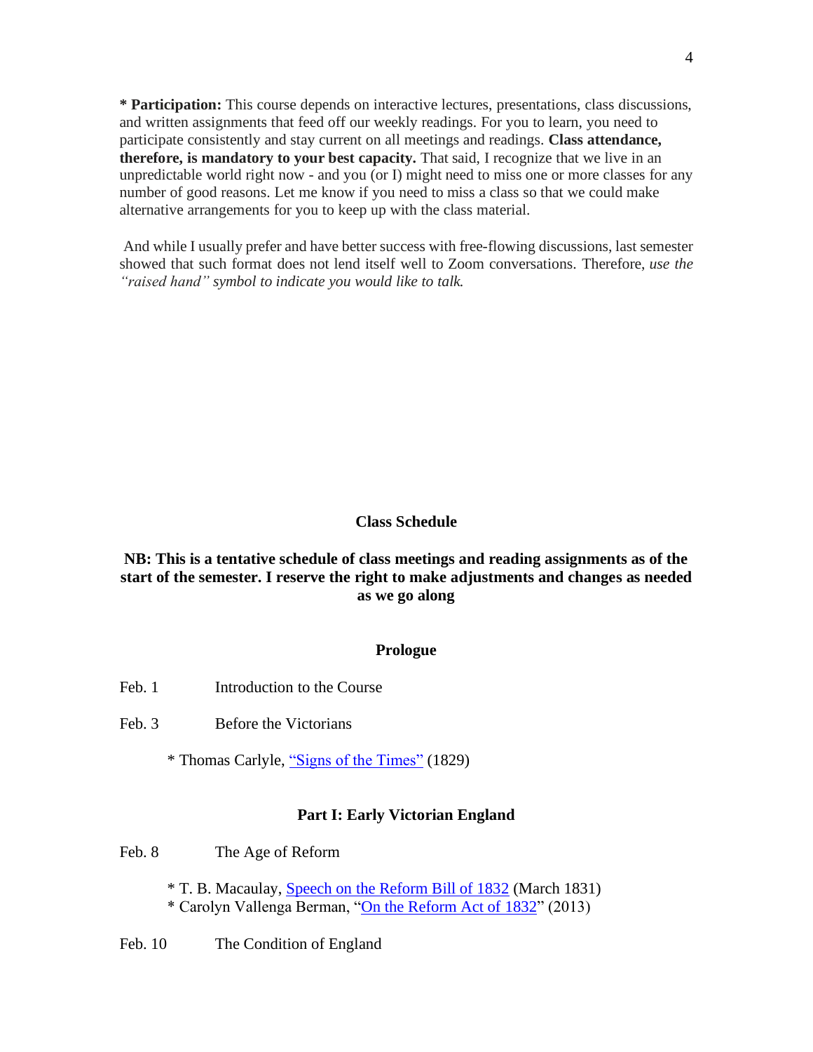**\* Participation:** This course depends on interactive lectures, presentations, class discussions, and written assignments that feed off our weekly readings. For you to learn, you need to participate consistently and stay current on all meetings and readings. **Class attendance, therefore, is mandatory to your best capacity.** That said, I recognize that we live in an unpredictable world right now - and you (or I) might need to miss one or more classes for any number of good reasons. Let me know if you need to miss a class so that we could make alternative arrangements for you to keep up with the class material.

And while I usually prefer and have better success with free-flowing discussions, last semester showed that such format does not lend itself well to Zoom conversations. Therefore, *use the "raised hand" symbol to indicate you would like to talk.*

## Class Schedule

**NB: This is a tentative schedule of class meetings and reading assignments as of the start of the semester. I reserve the right to make adjustments and changes as needed as we go along**

### Prologue

Feb. 1 Introduction to the Course

Feb. 3 Before the Victorians

- Thomas Carlyle, "Signs of the Times" (1829)

### Part I: Early Victorian England

Feb. 8 The Age of Reform

- T. B. Macaulay, Speech on the Reform Bill of 1832 (March 1831)
- Carolyn Vallenga Berman, "On the Reform Act of 1832" (2013)

Feb. 10 The Condition of England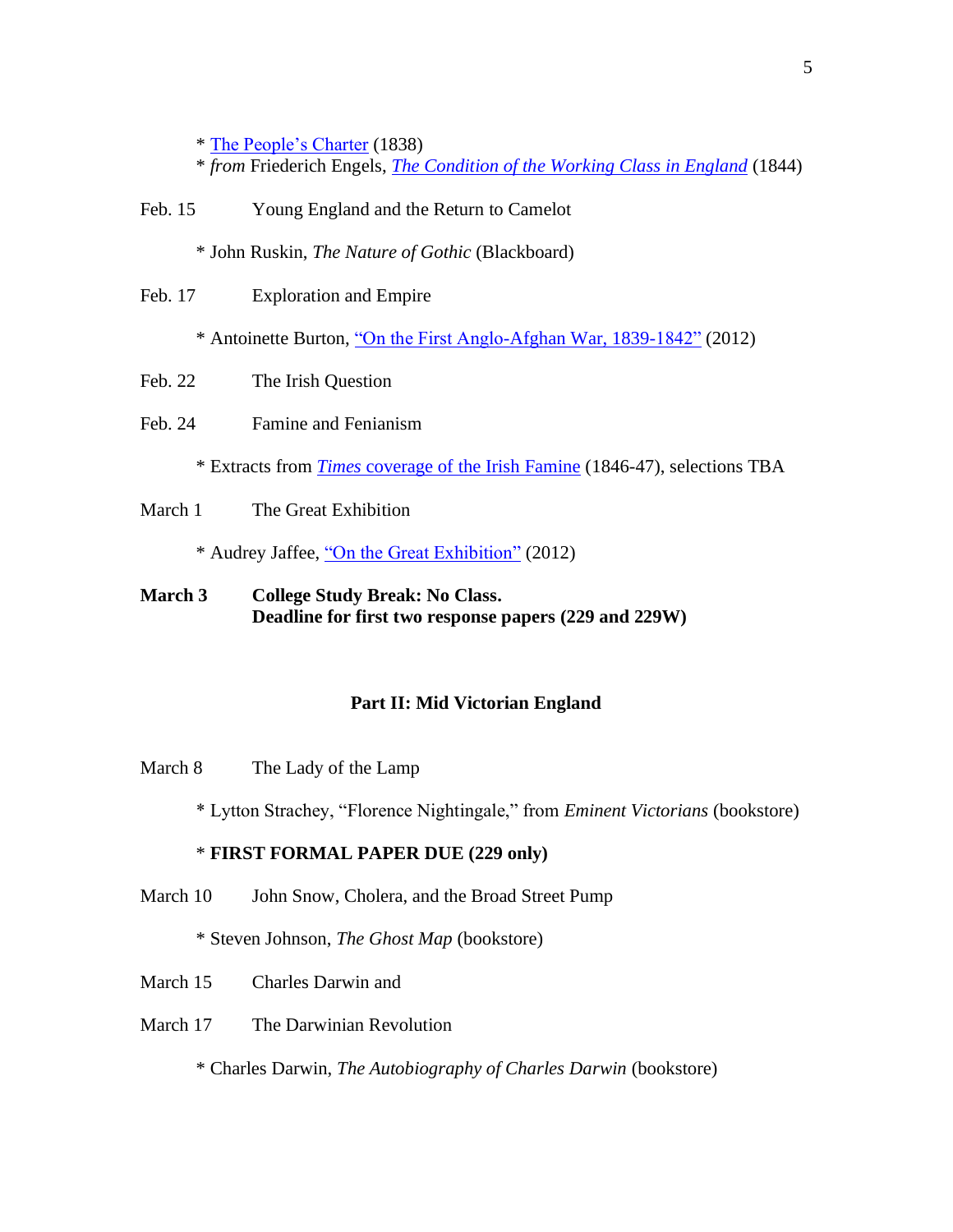* [The People's Charter] (1838)
* *from* Friederich Engels, *[The Condition of the Working Class in England]* (1844)

Feb. 15 Young England and the Return to Camelot

* John Ruskin, *The Nature of Gothic* (Blackboard)

Feb. 17 Exploration and Empire

* Antoinette Burton, ["On the First Anglo-Afghan War, 1839-1842"] (2012)

Feb. 22 The Irish Question

Feb. 24 Famine and Fenianism

* Extracts from [*Times* coverage of the Irish Famine] (1846-47), selections TBA

March 1 The Great Exhibition

* Audrey Jaffee, ["On the Great Exhibition"] (2012)

**March 3 College Study Break: No Class.**
**Deadline for first two response papers (229 and 229W)**

## Part II: Mid Victorian England

March 8 The Lady of the Lamp

* Lytton Strachey, "Florence Nightingale," from *Eminent Victorians* (bookstore)

* **FIRST FORMAL PAPER DUE (229 only)**

March 10 John Snow, Cholera, and the Broad Street Pump

* Steven Johnson, *The Ghost Map* (bookstore)

March 15 Charles Darwin and

March 17 The Darwinian Revolution

* Charles Darwin, *The Autobiography of Charles Darwin* (bookstore)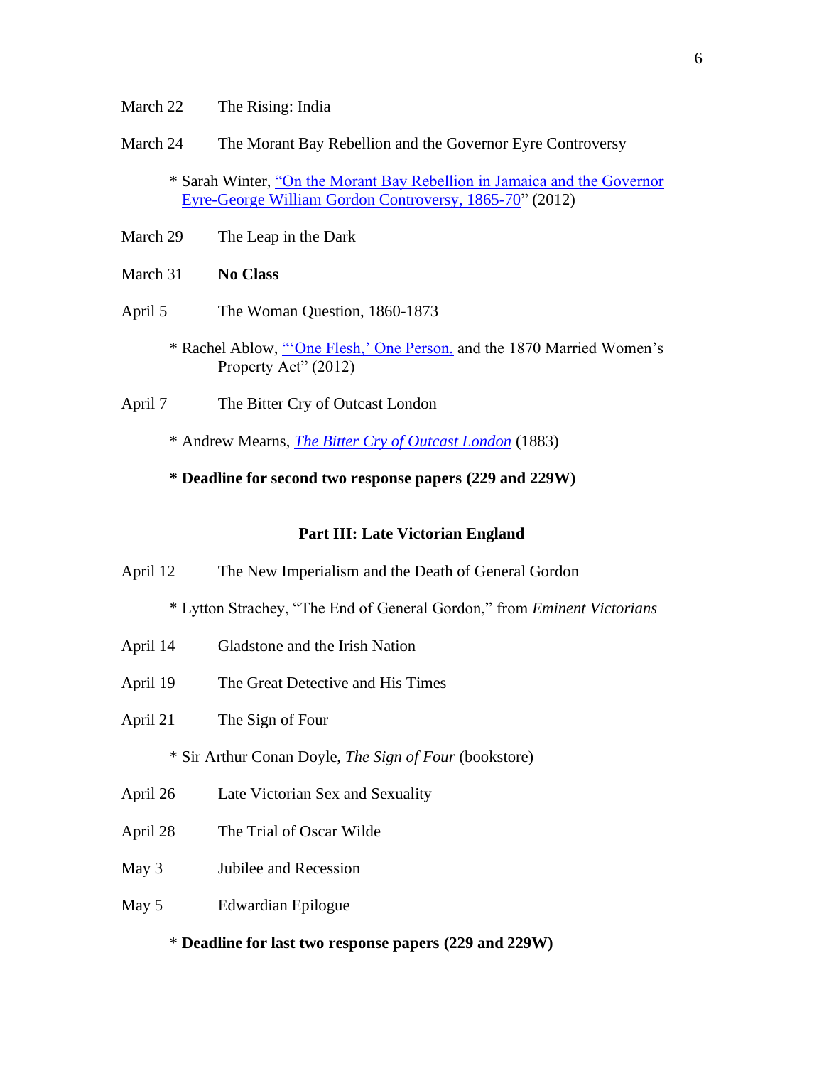March 22 The Rising: India

March 24 The Morant Bay Rebellion and the Governor Eyre Controversy

* Sarah Winter, "On the Morant Bay Rebellion in Jamaica and the Governor Eyre-George William Gordon Controversy, 1865-70" (2012)

March 29 The Leap in the Dark

March 31 **No Class**

April 5 The Woman Question, 1860-1873

* Rachel Ablow, "'One Flesh,' One Person, and the 1870 Married Women's Property Act" (2012)

April 7 The Bitter Cry of Outcast London

* Andrew Mearns, *The Bitter Cry of Outcast London* (1883)

**\* Deadline for second two response papers (229 and 229W)**

## Part III: Late Victorian England

April 12 The New Imperialism and the Death of General Gordon

* Lytton Strachey, "The End of General Gordon," from *Eminent Victorians*

April 14 Gladstone and the Irish Nation

April 19 The Great Detective and His Times

April 21 The Sign of Four

* Sir Arthur Conan Doyle, *The Sign of Four* (bookstore)

April 26 Late Victorian Sex and Sexuality

April 28 The Trial of Oscar Wilde

May 3 Jubilee and Recession

May 5 Edwardian Epilogue

\* **Deadline for last two response papers (229 and 229W)**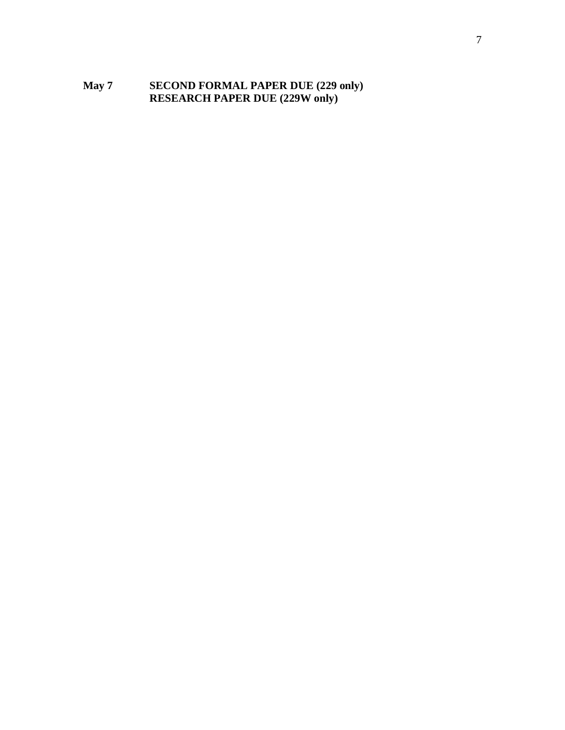**May 7** **SECOND FORMAL PAPER DUE (229 only)**
**RESEARCH PAPER DUE (229W only)**